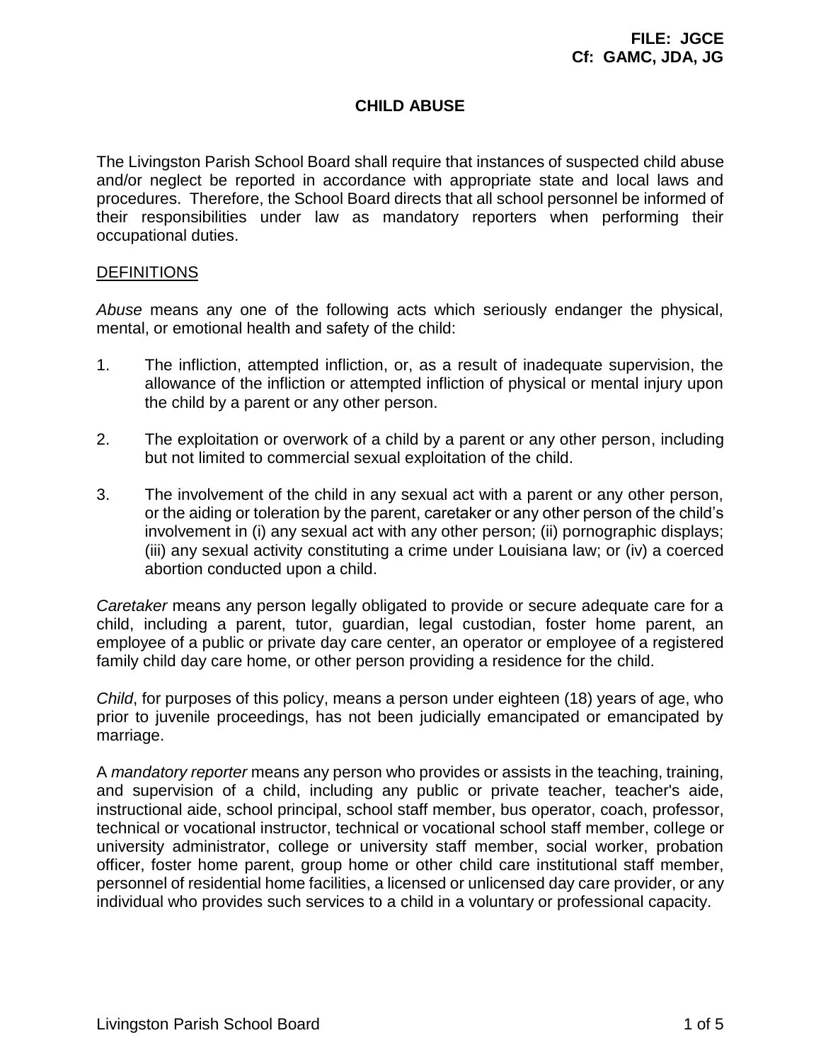**FILE: JGCE**
**Cf: GAMC, JDA, JG**

# CHILD ABUSE

The Livingston Parish School Board shall require that instances of suspected child abuse and/or neglect be reported in accordance with appropriate state and local laws and procedures. Therefore, the School Board directs that all school personnel be informed of their responsibilities under law as mandatory reporters when performing their occupational duties.

## DEFINITIONS

*Abuse* means any one of the following acts which seriously endanger the physical, mental, or emotional health and safety of the child:

1. The infliction, attempted infliction, or, as a result of inadequate supervision, the allowance of the infliction or attempted infliction of physical or mental injury upon the child by a parent or any other person.

2. The exploitation or overwork of a child by a parent or any other person, including but not limited to commercial sexual exploitation of the child.

3. The involvement of the child in any sexual act with a parent or any other person, or the aiding or toleration by the parent, caretaker or any other person of the child's involvement in (i) any sexual act with any other person; (ii) pornographic displays; (iii) any sexual activity constituting a crime under Louisiana law; or (iv) a coerced abortion conducted upon a child.

*Caretaker* means any person legally obligated to provide or secure adequate care for a child, including a parent, tutor, guardian, legal custodian, foster home parent, an employee of a public or private day care center, an operator or employee of a registered family child day care home, or other person providing a residence for the child.

*Child*, for purposes of this policy, means a person under eighteen (18) years of age, who prior to juvenile proceedings, has not been judicially emancipated or emancipated by marriage.

A *mandatory reporter* means any person who provides or assists in the teaching, training, and supervision of a child, including any public or private teacher, teacher's aide, instructional aide, school principal, school staff member, bus operator, coach, professor, technical or vocational instructor, technical or vocational school staff member, college or university administrator, college or university staff member, social worker, probation officer, foster home parent, group home or other child care institutional staff member, personnel of residential home facilities, a licensed or unlicensed day care provider, or any individual who provides such services to a child in a voluntary or professional capacity.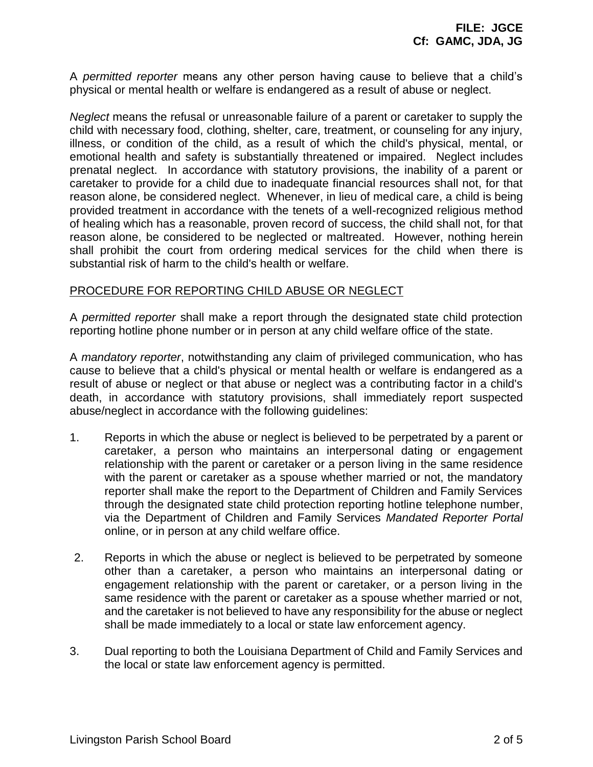**FILE: JGCE**
**Cf: GAMC, JDA, JG**

A *permitted reporter* means any other person having cause to believe that a child's physical or mental health or welfare is endangered as a result of abuse or neglect.

*Neglect* means the refusal or unreasonable failure of a parent or caretaker to supply the child with necessary food, clothing, shelter, care, treatment, or counseling for any injury, illness, or condition of the child, as a result of which the child's physical, mental, or emotional health and safety is substantially threatened or impaired. Neglect includes prenatal neglect. In accordance with statutory provisions, the inability of a parent or caretaker to provide for a child due to inadequate financial resources shall not, for that reason alone, be considered neglect. Whenever, in lieu of medical care, a child is being provided treatment in accordance with the tenets of a well-recognized religious method of healing which has a reasonable, proven record of success, the child shall not, for that reason alone, be considered to be neglected or maltreated. However, nothing herein shall prohibit the court from ordering medical services for the child when there is substantial risk of harm to the child's health or welfare.

<u>PROCEDURE FOR REPORTING CHILD ABUSE OR NEGLECT</u>

A *permitted reporter* shall make a report through the designated state child protection reporting hotline phone number or in person at any child welfare office of the state.

A *mandatory reporter*, notwithstanding any claim of privileged communication, who has cause to believe that a child's physical or mental health or welfare is endangered as a result of abuse or neglect or that abuse or neglect was a contributing factor in a child's death, in accordance with statutory provisions, shall immediately report suspected abuse/neglect in accordance with the following guidelines:

1. Reports in which the abuse or neglect is believed to be perpetrated by a parent or caretaker, a person who maintains an interpersonal dating or engagement relationship with the parent or caretaker or a person living in the same residence with the parent or caretaker as a spouse whether married or not, the mandatory reporter shall make the report to the Department of Children and Family Services through the designated state child protection reporting hotline telephone number, via the Department of Children and Family Services *Mandated Reporter Portal* online, or in person at any child welfare office.

2. Reports in which the abuse or neglect is believed to be perpetrated by someone other than a caretaker, a person who maintains an interpersonal dating or engagement relationship with the parent or caretaker, or a person living in the same residence with the parent or caretaker as a spouse whether married or not, and the caretaker is not believed to have any responsibility for the abuse or neglect shall be made immediately to a local or state law enforcement agency.

3. Dual reporting to both the Louisiana Department of Child and Family Services and the local or state law enforcement agency is permitted.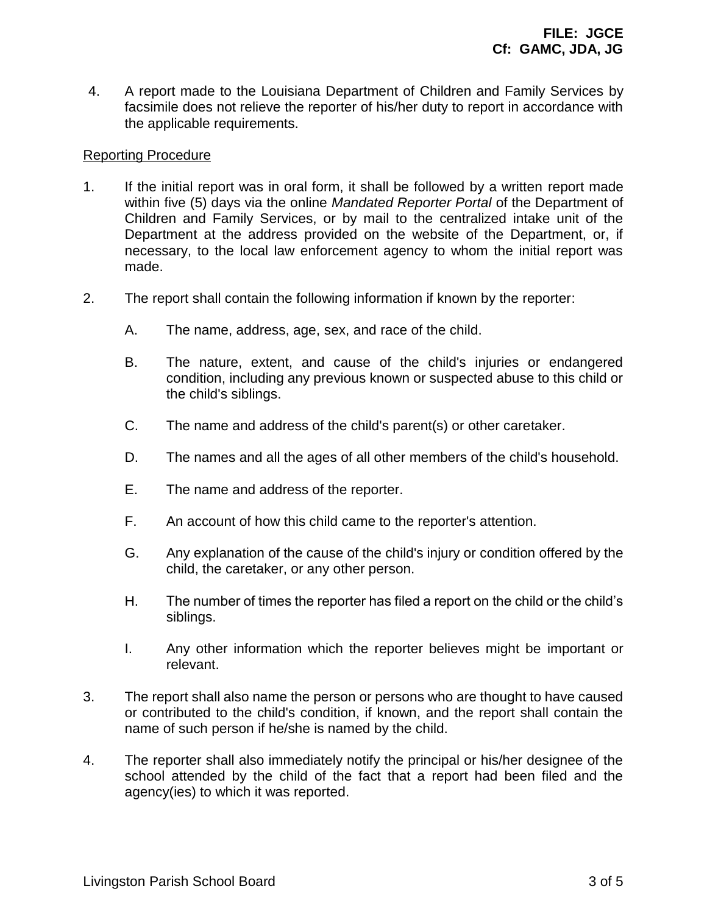4. A report made to the Louisiana Department of Children and Family Services by facsimile does not relieve the reporter of his/her duty to report in accordance with the applicable requirements.

Reporting Procedure

1. If the initial report was in oral form, it shall be followed by a written report made within five (5) days via the online *Mandated Reporter Portal* of the Department of Children and Family Services, or by mail to the centralized intake unit of the Department at the address provided on the website of the Department, or, if necessary, to the local law enforcement agency to whom the initial report was made.

2. The report shall contain the following information if known by the reporter:

   A. The name, address, age, sex, and race of the child.

   B. The nature, extent, and cause of the child's injuries or endangered condition, including any previous known or suspected abuse to this child or the child's siblings.

   C. The name and address of the child's parent(s) or other caretaker.

   D. The names and all the ages of all other members of the child's household.

   E. The name and address of the reporter.

   F. An account of how this child came to the reporter's attention.

   G. Any explanation of the cause of the child's injury or condition offered by the child, the caretaker, or any other person.

   H. The number of times the reporter has filed a report on the child or the child's siblings.

   I. Any other information which the reporter believes might be important or relevant.

3. The report shall also name the person or persons who are thought to have caused or contributed to the child's condition, if known, and the report shall contain the name of such person if he/she is named by the child.

4. The reporter shall also immediately notify the principal or his/her designee of the school attended by the child of the fact that a report had been filed and the agency(ies) to which it was reported.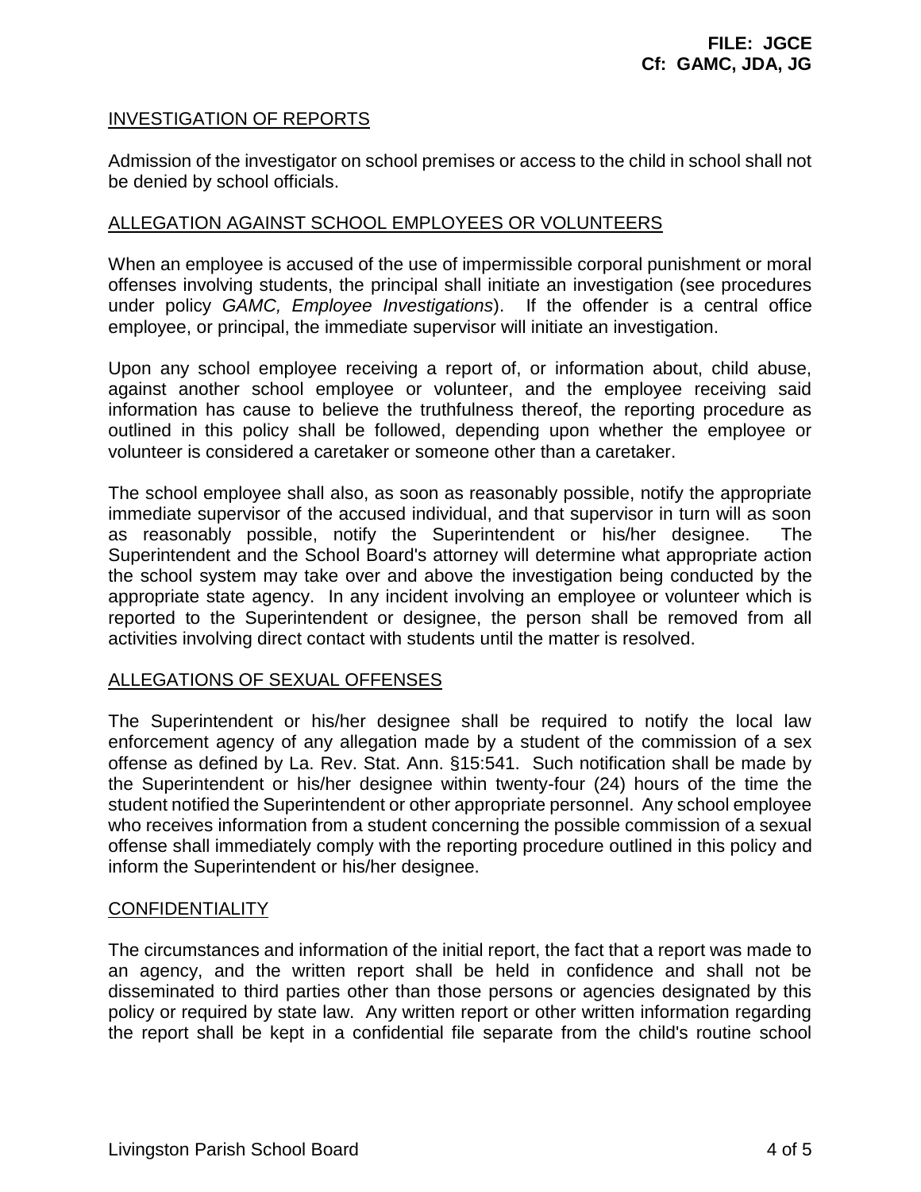## INVESTIGATION OF REPORTS

Admission of the investigator on school premises or access to the child in school shall not be denied by school officials.

## ALLEGATION AGAINST SCHOOL EMPLOYEES OR VOLUNTEERS

When an employee is accused of the use of impermissible corporal punishment or moral offenses involving students, the principal shall initiate an investigation (see procedures under policy *GAMC, Employee Investigations*). If the offender is a central office employee, or principal, the immediate supervisor will initiate an investigation.

Upon any school employee receiving a report of, or information about, child abuse, against another school employee or volunteer, and the employee receiving said information has cause to believe the truthfulness thereof, the reporting procedure as outlined in this policy shall be followed, depending upon whether the employee or volunteer is considered a caretaker or someone other than a caretaker.

The school employee shall also, as soon as reasonably possible, notify the appropriate immediate supervisor of the accused individual, and that supervisor in turn will as soon as reasonably possible, notify the Superintendent or his/her designee. The Superintendent and the School Board's attorney will determine what appropriate action the school system may take over and above the investigation being conducted by the appropriate state agency. In any incident involving an employee or volunteer which is reported to the Superintendent or designee, the person shall be removed from all activities involving direct contact with students until the matter is resolved.

## ALLEGATIONS OF SEXUAL OFFENSES

The Superintendent or his/her designee shall be required to notify the local law enforcement agency of any allegation made by a student of the commission of a sex offense as defined by La. Rev. Stat. Ann. §15:541. Such notification shall be made by the Superintendent or his/her designee within twenty-four (24) hours of the time the student notified the Superintendent or other appropriate personnel. Any school employee who receives information from a student concerning the possible commission of a sexual offense shall immediately comply with the reporting procedure outlined in this policy and inform the Superintendent or his/her designee.

## CONFIDENTIALITY

The circumstances and information of the initial report, the fact that a report was made to an agency, and the written report shall be held in confidence and shall not be disseminated to third parties other than those persons or agencies designated by this policy or required by state law. Any written report or other written information regarding the report shall be kept in a confidential file separate from the child's routine school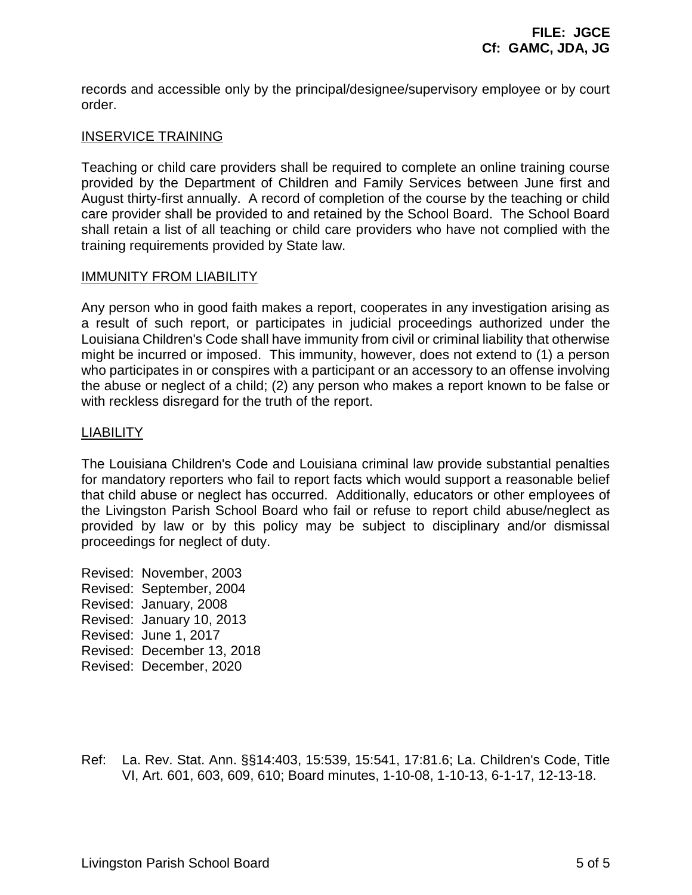records and accessible only by the principal/designee/supervisory employee or by court order.

## INSERVICE TRAINING

Teaching or child care providers shall be required to complete an online training course provided by the Department of Children and Family Services between June first and August thirty-first annually. A record of completion of the course by the teaching or child care provider shall be provided to and retained by the School Board. The School Board shall retain a list of all teaching or child care providers who have not complied with the training requirements provided by State law.

## IMMUNITY FROM LIABILITY

Any person who in good faith makes a report, cooperates in any investigation arising as a result of such report, or participates in judicial proceedings authorized under the Louisiana Children's Code shall have immunity from civil or criminal liability that otherwise might be incurred or imposed. This immunity, however, does not extend to (1) a person who participates in or conspires with a participant or an accessory to an offense involving the abuse or neglect of a child; (2) any person who makes a report known to be false or with reckless disregard for the truth of the report.

## LIABILITY

The Louisiana Children's Code and Louisiana criminal law provide substantial penalties for mandatory reporters who fail to report facts which would support a reasonable belief that child abuse or neglect has occurred. Additionally, educators or other employees of the Livingston Parish School Board who fail or refuse to report child abuse/neglect as provided by law or by this policy may be subject to disciplinary and/or dismissal proceedings for neglect of duty.

Revised: November, 2003
Revised: September, 2004
Revised: January, 2008
Revised: January 10, 2013
Revised: June 1, 2017
Revised: December 13, 2018
Revised: December, 2020

Ref: La. Rev. Stat. Ann. §§14:403, 15:539, 15:541, 17:81.6; La. Children's Code, Title VI, Art. 601, 603, 609, 610; Board minutes, 1-10-08, 1-10-13, 6-1-17, 12-13-18.